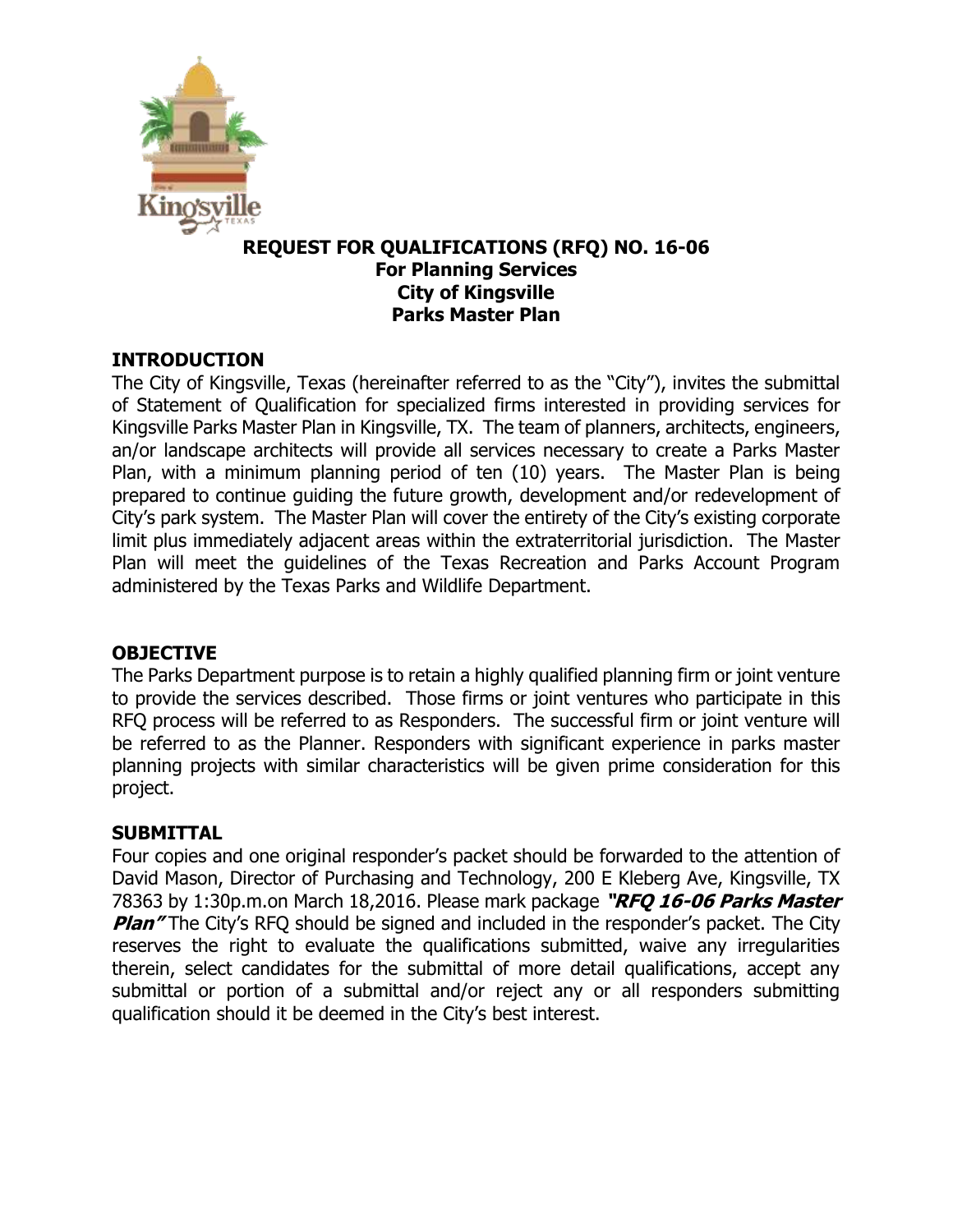# REQUEST FOR QUALIFICATIONS (RFQ) NO. 16-06
## For Planning Services
## City of Kingsville
## Parks Master Plan

### INTRODUCTION

The City of Kingsville, Texas (hereinafter referred to as the "City"), invites the submittal of Statement of Qualification for specialized firms interested in providing services for Kingsville Parks Master Plan in Kingsville, TX. The team of planners, architects, engineers, an/or landscape architects will provide all services necessary to create a Parks Master Plan, with a minimum planning period of ten (10) years. The Master Plan is being prepared to continue guiding the future growth, development and/or redevelopment of City's park system. The Master Plan will cover the entirety of the City's existing corporate limit plus immediately adjacent areas within the extraterritorial jurisdiction. The Master Plan will meet the guidelines of the Texas Recreation and Parks Account Program administered by the Texas Parks and Wildlife Department.

### OBJECTIVE

The Parks Department purpose is to retain a highly qualified planning firm or joint venture to provide the services described. Those firms or joint ventures who participate in this RFQ process will be referred to as Responders. The successful firm or joint venture will be referred to as the Planner. Responders with significant experience in parks master planning projects with similar characteristics will be given prime consideration for this project.

### SUBMITTAL

Four copies and one original responder's packet should be forwarded to the attention of David Mason, Director of Purchasing and Technology, 200 E Kleberg Ave, Kingsville, TX 78363 by 1:30p.m.on March 18,2016. Please mark package ***"RFQ 16-06 Parks Master Plan"*** The City's RFQ should be signed and included in the responder's packet. The City reserves the right to evaluate the qualifications submitted, waive any irregularities therein, select candidates for the submittal of more detail qualifications, accept any submittal or portion of a submittal and/or reject any or all responders submitting qualification should it be deemed in the City's best interest.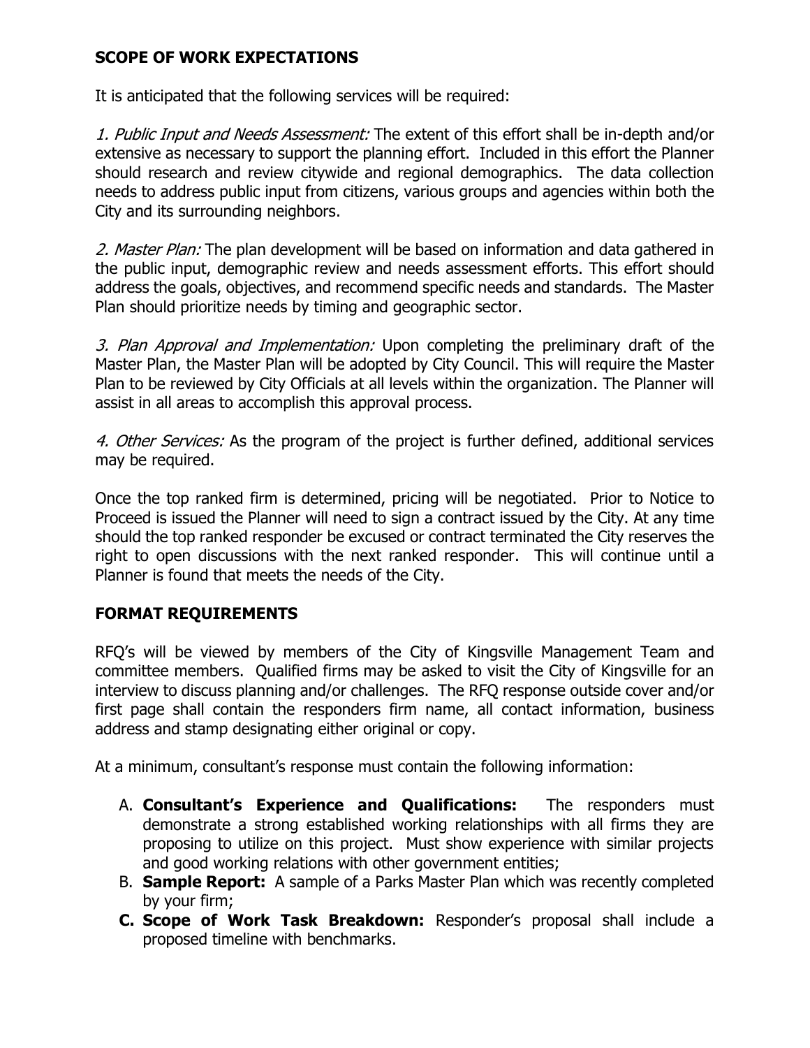## SCOPE OF WORK EXPECTATIONS

It is anticipated that the following services will be required:

*1. Public Input and Needs Assessment:* The extent of this effort shall be in-depth and/or extensive as necessary to support the planning effort. Included in this effort the Planner should research and review citywide and regional demographics. The data collection needs to address public input from citizens, various groups and agencies within both the City and its surrounding neighbors.

*2. Master Plan:* The plan development will be based on information and data gathered in the public input, demographic review and needs assessment efforts. This effort should address the goals, objectives, and recommend specific needs and standards. The Master Plan should prioritize needs by timing and geographic sector.

*3. Plan Approval and Implementation:* Upon completing the preliminary draft of the Master Plan, the Master Plan will be adopted by City Council. This will require the Master Plan to be reviewed by City Officials at all levels within the organization. The Planner will assist in all areas to accomplish this approval process.

*4. Other Services:* As the program of the project is further defined, additional services may be required.

Once the top ranked firm is determined, pricing will be negotiated. Prior to Notice to Proceed is issued the Planner will need to sign a contract issued by the City. At any time should the top ranked responder be excused or contract terminated the City reserves the right to open discussions with the next ranked responder. This will continue until a Planner is found that meets the needs of the City.

## FORMAT REQUIREMENTS

RFQ's will be viewed by members of the City of Kingsville Management Team and committee members. Qualified firms may be asked to visit the City of Kingsville for an interview to discuss planning and/or challenges. The RFQ response outside cover and/or first page shall contain the responders firm name, all contact information, business address and stamp designating either original or copy.

At a minimum, consultant's response must contain the following information:

A. **Consultant's Experience and Qualifications:** The responders must demonstrate a strong established working relationships with all firms they are proposing to utilize on this project. Must show experience with similar projects and good working relations with other government entities;
B. **Sample Report:** A sample of a Parks Master Plan which was recently completed by your firm;
C. **Scope of Work Task Breakdown:** Responder's proposal shall include a proposed timeline with benchmarks.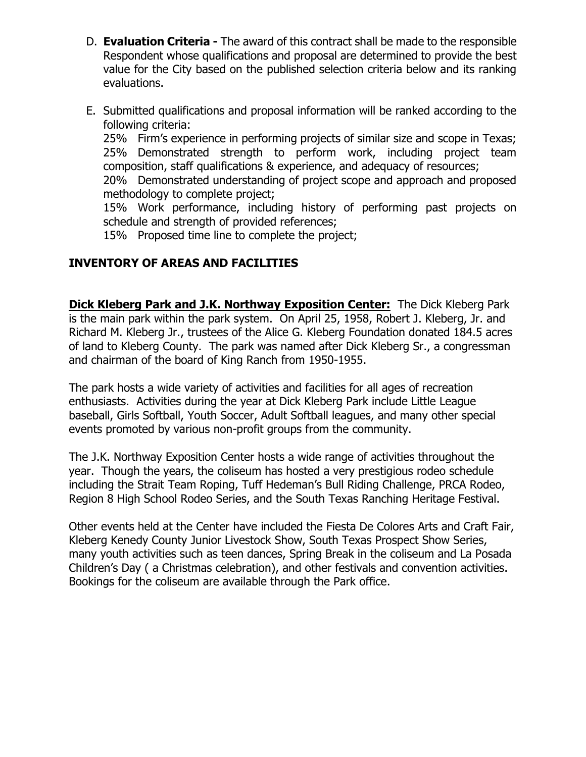D. **Evaluation Criteria -** The award of this contract shall be made to the responsible Respondent whose qualifications and proposal are determined to provide the best value for the City based on the published selection criteria below and its ranking evaluations.

E. Submitted qualifications and proposal information will be ranked according to the following criteria:
   25% Firm's experience in performing projects of similar size and scope in Texas;
   25% Demonstrated strength to perform work, including project team composition, staff qualifications & experience, and adequacy of resources;
   20% Demonstrated understanding of project scope and approach and proposed methodology to complete project;
   15% Work performance, including history of performing past projects on schedule and strength of provided references;
   15% Proposed time line to complete the project;

## INVENTORY OF AREAS AND FACILITIES

**Dick Kleberg Park and J.K. Northway Exposition Center:** The Dick Kleberg Park is the main park within the park system. On April 25, 1958, Robert J. Kleberg, Jr. and Richard M. Kleberg Jr., trustees of the Alice G. Kleberg Foundation donated 184.5 acres of land to Kleberg County. The park was named after Dick Kleberg Sr., a congressman and chairman of the board of King Ranch from 1950-1955.

The park hosts a wide variety of activities and facilities for all ages of recreation enthusiasts. Activities during the year at Dick Kleberg Park include Little League baseball, Girls Softball, Youth Soccer, Adult Softball leagues, and many other special events promoted by various non-profit groups from the community.

The J.K. Northway Exposition Center hosts a wide range of activities throughout the year. Though the years, the coliseum has hosted a very prestigious rodeo schedule including the Strait Team Roping, Tuff Hedeman's Bull Riding Challenge, PRCA Rodeo, Region 8 High School Rodeo Series, and the South Texas Ranching Heritage Festival.

Other events held at the Center have included the Fiesta De Colores Arts and Craft Fair, Kleberg Kenedy County Junior Livestock Show, South Texas Prospect Show Series, many youth activities such as teen dances, Spring Break in the coliseum and La Posada Children's Day ( a Christmas celebration), and other festivals and convention activities. Bookings for the coliseum are available through the Park office.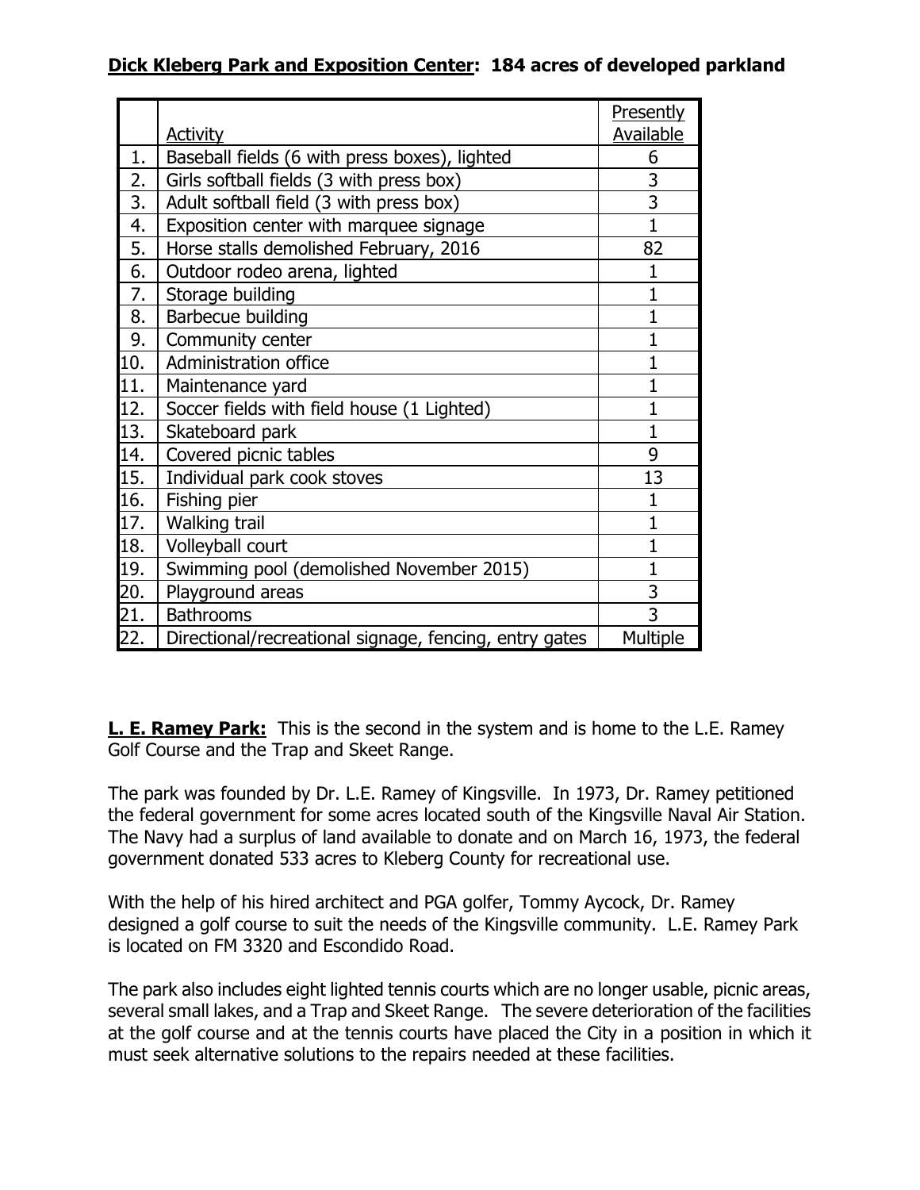**Dick Kleberg Park and Exposition Center: 184 acres of developed parkland**

| | Activity | Presently Available |
|---|---|---|
| 1. | Baseball fields (6 with press boxes), lighted | 6 |
| 2. | Girls softball fields (3 with press box) | 3 |
| 3. | Adult softball field (3 with press box) | 3 |
| 4. | Exposition center with marquee signage | 1 |
| 5. | Horse stalls demolished February, 2016 | 82 |
| 6. | Outdoor rodeo arena, lighted | 1 |
| 7. | Storage building | 1 |
| 8. | Barbecue building | 1 |
| 9. | Community center | 1 |
| 10. | Administration office | 1 |
| 11. | Maintenance yard | 1 |
| 12. | Soccer fields with field house (1 Lighted) | 1 |
| 13. | Skateboard park | 1 |
| 14. | Covered picnic tables | 9 |
| 15. | Individual park cook stoves | 13 |
| 16. | Fishing pier | 1 |
| 17. | Walking trail | 1 |
| 18. | Volleyball court | 1 |
| 19. | Swimming pool (demolished November 2015) | 1 |
| 20. | Playground areas | 3 |
| 21. | Bathrooms | 3 |
| 22. | Directional/recreational signage, fencing, entry gates | Multiple |

**L. E. Ramey Park:** This is the second in the system and is home to the L.E. Ramey Golf Course and the Trap and Skeet Range.

The park was founded by Dr. L.E. Ramey of Kingsville. In 1973, Dr. Ramey petitioned the federal government for some acres located south of the Kingsville Naval Air Station. The Navy had a surplus of land available to donate and on March 16, 1973, the federal government donated 533 acres to Kleberg County for recreational use.

With the help of his hired architect and PGA golfer, Tommy Aycock, Dr. Ramey designed a golf course to suit the needs of the Kingsville community. L.E. Ramey Park is located on FM 3320 and Escondido Road.

The park also includes eight lighted tennis courts which are no longer usable, picnic areas, several small lakes, and a Trap and Skeet Range. The severe deterioration of the facilities at the golf course and at the tennis courts have placed the City in a position in which it must seek alternative solutions to the repairs needed at these facilities.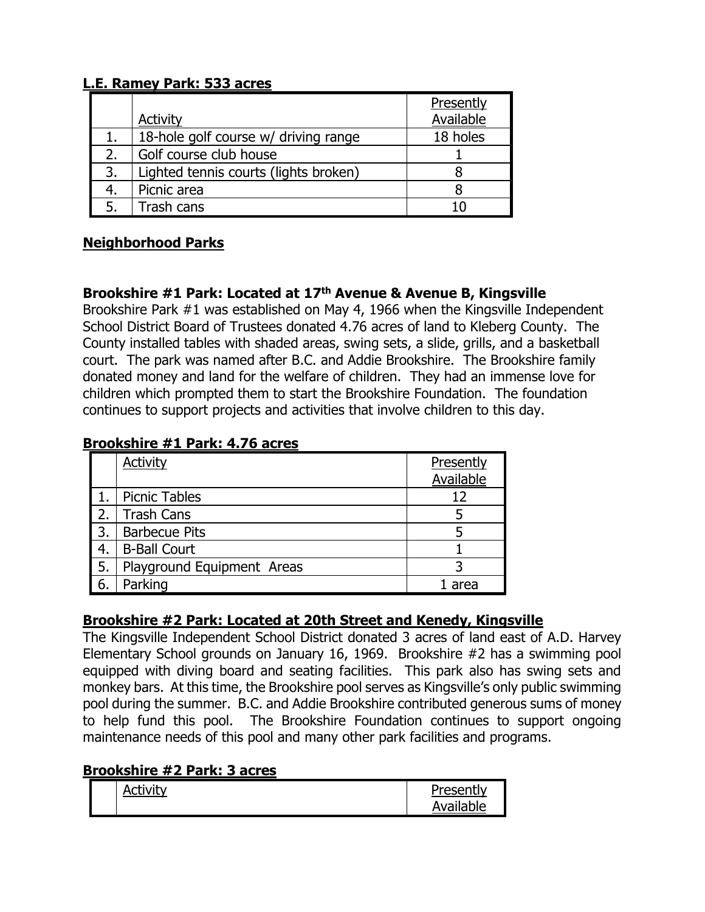**L.E. Ramey Park: 533 acres**

| | Activity | Presently Available |
|---|---|---|
| 1. | 18-hole golf course w/ driving range | 18 holes |
| 2. | Golf course club house | 1 |
| 3. | Lighted tennis courts (lights broken) | 8 |
| 4. | Picnic area | 8 |
| 5. | Trash cans | 10 |

## Neighborhood Parks

**Brookshire #1 Park: Located at 17th Avenue & Avenue B, Kingsville**

Brookshire Park #1 was established on May 4, 1966 when the Kingsville Independent School District Board of Trustees donated 4.76 acres of land to Kleberg County. The County installed tables with shaded areas, swing sets, a slide, grills, and a basketball court. The park was named after B.C. and Addie Brookshire. The Brookshire family donated money and land for the welfare of children. They had an immense love for children which prompted them to start the Brookshire Foundation. The foundation continues to support projects and activities that involve children to this day.

**Brookshire #1 Park: 4.76 acres**

| | Activity | Presently Available |
|---|---|---|
| 1. | Picnic Tables | 12 |
| 2. | Trash Cans | 5 |
| 3. | Barbecue Pits | 5 |
| 4. | B-Ball Court | 1 |
| 5. | Playground Equipment Areas | 3 |
| 6. | Parking | 1 area |

**Brookshire #2 Park: Located at 20th Street and Kenedy, Kingsville**

The Kingsville Independent School District donated 3 acres of land east of A.D. Harvey Elementary School grounds on January 16, 1969. Brookshire #2 has a swimming pool equipped with diving board and seating facilities. This park also has swing sets and monkey bars. At this time, the Brookshire pool serves as Kingsville's only public swimming pool during the summer. B.C. and Addie Brookshire contributed generous sums of money to help fund this pool. The Brookshire Foundation continues to support ongoing maintenance needs of this pool and many other park facilities and programs.

**Brookshire #2 Park: 3 acres**

| | Activity | Presently Available |
|---|---|---|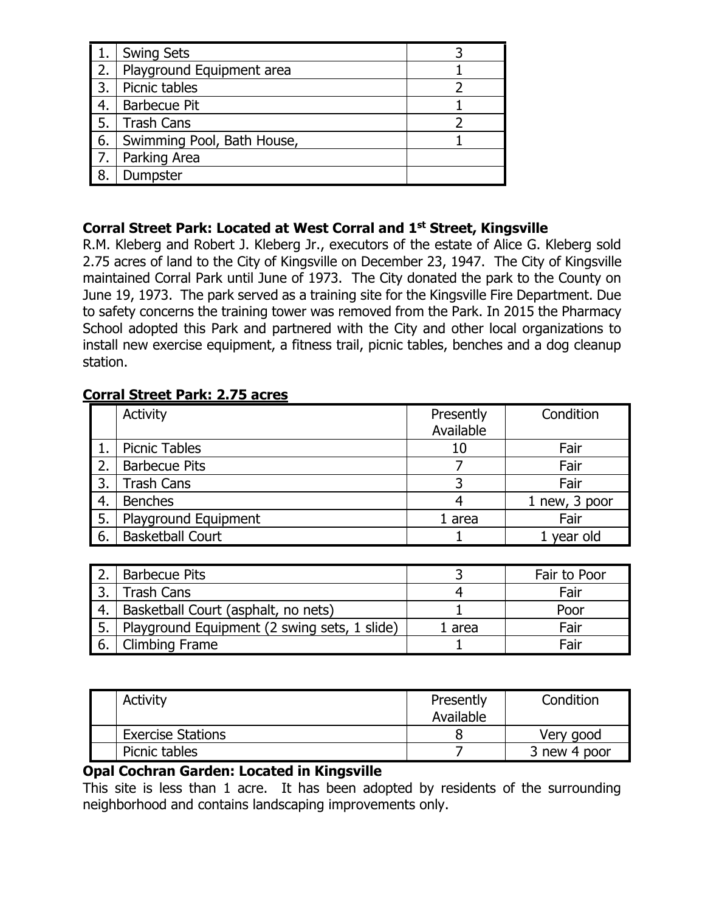| | | |
|---|---|---|
| 1. | Swing Sets | 3 |
| 2. | Playground Equipment area | 1 |
| 3. | Picnic tables | 2 |
| 4. | Barbecue Pit | 1 |
| 5. | Trash Cans | 2 |
| 6. | Swimming Pool, Bath House, | 1 |
| 7. | Parking Area | |
| 8. | Dumpster | |

**Corral Street Park: Located at West Corral and 1st Street, Kingsville**

R.M. Kleberg and Robert J. Kleberg Jr., executors of the estate of Alice G. Kleberg sold 2.75 acres of land to the City of Kingsville on December 23, 1947. The City of Kingsville maintained Corral Park until June of 1973. The City donated the park to the County on June 19, 1973. The park served as a training site for the Kingsville Fire Department. Due to safety concerns the training tower was removed from the Park. In 2015 the Pharmacy School adopted this Park and partnered with the City and other local organizations to install new exercise equipment, a fitness trail, picnic tables, benches and a dog cleanup station.

**Corral Street Park: 2.75 acres**

| | Activity | Presently Available | Condition |
|---|---|---|---|
| 1. | Picnic Tables | 10 | Fair |
| 2. | Barbecue Pits | 7 | Fair |
| 3. | Trash Cans | 3 | Fair |
| 4. | Benches | 4 | 1 new, 3 poor |
| 5. | Playground Equipment | 1 area | Fair |
| 6. | Basketball Court | 1 | 1 year old |

| | | | |
|---|---|---|---|
| 2. | Barbecue Pits | 3 | Fair to Poor |
| 3. | Trash Cans | 4 | Fair |
| 4. | Basketball Court (asphalt, no nets) | 1 | Poor |
| 5. | Playground Equipment (2 swing sets, 1 slide) | 1 area | Fair |
| 6. | Climbing Frame | 1 | Fair |

| | Activity | Presently Available | Condition |
|---|---|---|---|
| | Exercise Stations | 8 | Very good |
| | Picnic tables | 7 | 3 new 4 poor |

**Opal Cochran Garden: Located in Kingsville**

This site is less than 1 acre. It has been adopted by residents of the surrounding neighborhood and contains landscaping improvements only.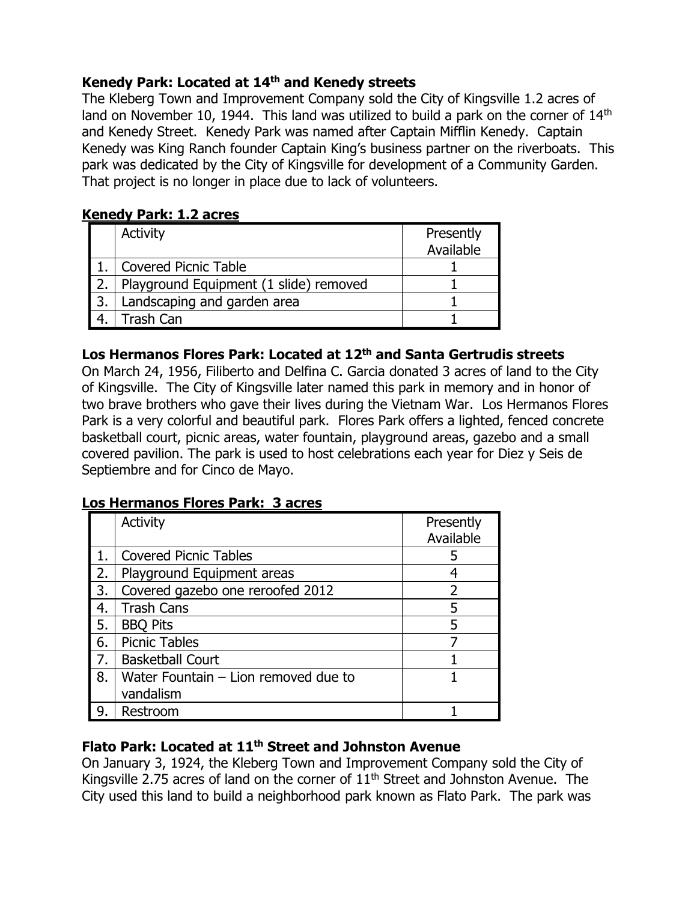**Kenedy Park: Located at 14th and Kenedy streets**
The Kleberg Town and Improvement Company sold the City of Kingsville 1.2 acres of land on November 10, 1944. This land was utilized to build a park on the corner of 14th and Kenedy Street. Kenedy Park was named after Captain Mifflin Kenedy. Captain Kenedy was King Ranch founder Captain King's business partner on the riverboats. This park was dedicated by the City of Kingsville for development of a Community Garden. That project is no longer in place due to lack of volunteers.

**Kenedy Park: 1.2 acres**

| | Activity | Presently Available |
|---|---|---|
| 1. | Covered Picnic Table | 1 |
| 2. | Playground Equipment (1 slide) removed | 1 |
| 3. | Landscaping and garden area | 1 |
| 4. | Trash Can | 1 |

**Los Hermanos Flores Park: Located at 12th and Santa Gertrudis streets**
On March 24, 1956, Filiberto and Delfina C. Garcia donated 3 acres of land to the City of Kingsville. The City of Kingsville later named this park in memory and in honor of two brave brothers who gave their lives during the Vietnam War. Los Hermanos Flores Park is a very colorful and beautiful park. Flores Park offers a lighted, fenced concrete basketball court, picnic areas, water fountain, playground areas, gazebo and a small covered pavilion. The park is used to host celebrations each year for Diez y Seis de Septiembre and for Cinco de Mayo.

**Los Hermanos Flores Park: 3 acres**

| | Activity | Presently Available |
|---|---|---|
| 1. | Covered Picnic Tables | 5 |
| 2. | Playground Equipment areas | 4 |
| 3. | Covered gazebo one reroofed 2012 | 2 |
| 4. | Trash Cans | 5 |
| 5. | BBQ Pits | 5 |
| 6. | Picnic Tables | 7 |
| 7. | Basketball Court | 1 |
| 8. | Water Fountain – Lion removed due to vandalism | 1 |
| 9. | Restroom | 1 |

**Flato Park: Located at 11th Street and Johnston Avenue**
On January 3, 1924, the Kleberg Town and Improvement Company sold the City of Kingsville 2.75 acres of land on the corner of 11th Street and Johnston Avenue. The City used this land to build a neighborhood park known as Flato Park. The park was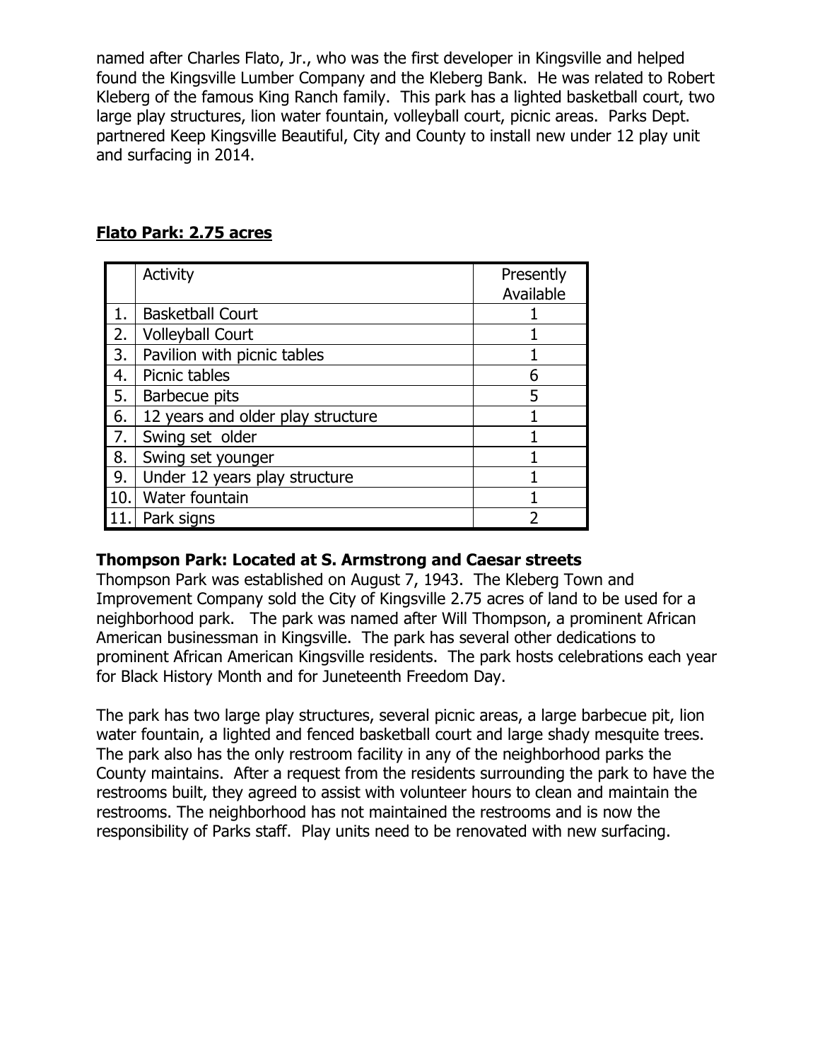named after Charles Flato, Jr., who was the first developer in Kingsville and helped found the Kingsville Lumber Company and the Kleberg Bank. He was related to Robert Kleberg of the famous King Ranch family. This park has a lighted basketball court, two large play structures, lion water fountain, volleyball court, picnic areas. Parks Dept. partnered Keep Kingsville Beautiful, City and County to install new under 12 play unit and surfacing in 2014.

**Flato Park: 2.75 acres**

| | Activity | Presently Available |
|---|---|---|
| 1. | Basketball Court | 1 |
| 2. | Volleyball Court | 1 |
| 3. | Pavilion with picnic tables | 1 |
| 4. | Picnic tables | 6 |
| 5. | Barbecue pits | 5 |
| 6. | 12 years and older play structure | 1 |
| 7. | Swing set older | 1 |
| 8. | Swing set younger | 1 |
| 9. | Under 12 years play structure | 1 |
| 10. | Water fountain | 1 |
| 11. | Park signs | 2 |

**Thompson Park: Located at S. Armstrong and Caesar streets**

Thompson Park was established on August 7, 1943. The Kleberg Town and Improvement Company sold the City of Kingsville 2.75 acres of land to be used for a neighborhood park. The park was named after Will Thompson, a prominent African American businessman in Kingsville. The park has several other dedications to prominent African American Kingsville residents. The park hosts celebrations each year for Black History Month and for Juneteenth Freedom Day.

The park has two large play structures, several picnic areas, a large barbecue pit, lion water fountain, a lighted and fenced basketball court and large shady mesquite trees. The park also has the only restroom facility in any of the neighborhood parks the County maintains. After a request from the residents surrounding the park to have the restrooms built, they agreed to assist with volunteer hours to clean and maintain the restrooms. The neighborhood has not maintained the restrooms and is now the responsibility of Parks staff. Play units need to be renovated with new surfacing.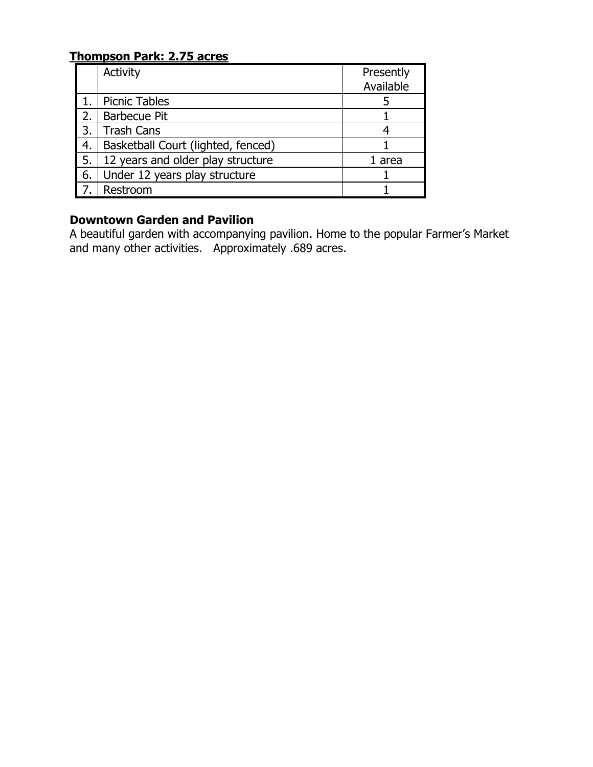**Thompson Park: 2.75 acres**

| | Activity | Presently Available |
|---|---|---|
| 1. | Picnic Tables | 5 |
| 2. | Barbecue Pit | 1 |
| 3. | Trash Cans | 4 |
| 4. | Basketball Court (lighted, fenced) | 1 |
| 5. | 12 years and older play structure | 1 area |
| 6. | Under 12 years play structure | 1 |
| 7. | Restroom | 1 |

**Downtown Garden and Pavilion**

A beautiful garden with accompanying pavilion. Home to the popular Farmer's Market and many other activities. Approximately .689 acres.